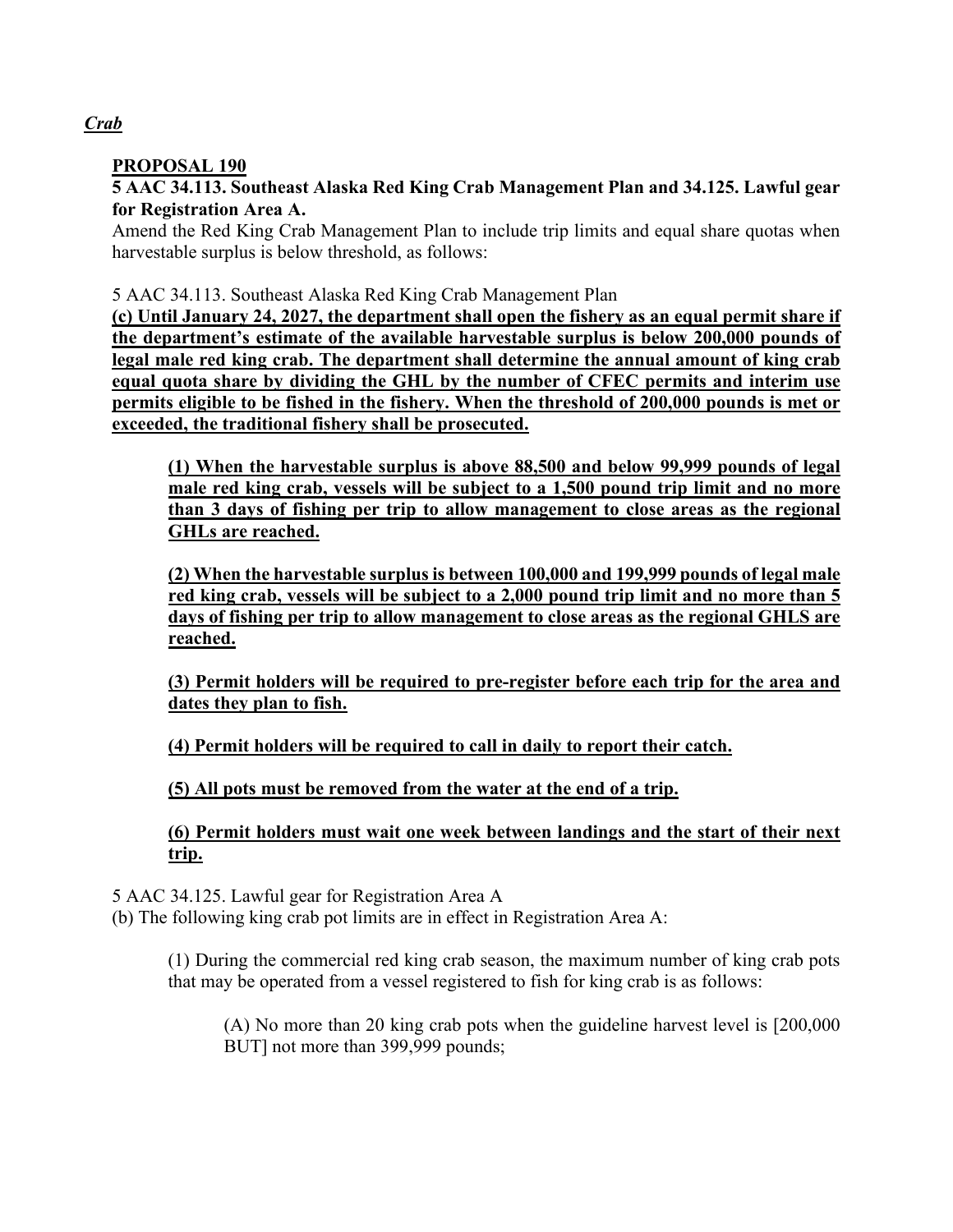***Crab***

**PROPOSAL 190**

**5 AAC 34.113. Southeast Alaska Red King Crab Management Plan and 34.125. Lawful gear for Registration Area A.**

Amend the Red King Crab Management Plan to include trip limits and equal share quotas when harvestable surplus is below threshold, as follows:

5 AAC 34.113. Southeast Alaska Red King Crab Management Plan

<u>**(c) Until January 24, 2027, the department shall open the fishery as an equal permit share if the department's estimate of the available harvestable surplus is below 200,000 pounds of legal male red king crab. The department shall determine the annual amount of king crab equal quota share by dividing the GHL by the number of CFEC permits and interim use permits eligible to be fished in the fishery. When the threshold of 200,000 pounds is met or exceeded, the traditional fishery shall be prosecuted.**</u>

> <u>**(1) When the harvestable surplus is above 88,500 and below 99,999 pounds of legal male red king crab, vessels will be subject to a 1,500 pound trip limit and no more than 3 days of fishing per trip to allow management to close areas as the regional GHLs are reached.**</u>
>
> <u>**(2) When the harvestable surplus is between 100,000 and 199,999 pounds of legal male red king crab, vessels will be subject to a 2,000 pound trip limit and no more than 5 days of fishing per trip to allow management to close areas as the regional GHLS are reached.**</u>
>
> <u>**(3) Permit holders will be required to pre-register before each trip for the area and dates they plan to fish.**</u>
>
> <u>**(4) Permit holders will be required to call in daily to report their catch.**</u>
>
> <u>**(5) All pots must be removed from the water at the end of a trip.**</u>
>
> <u>**(6) Permit holders must wait one week between landings and the start of their next trip.**</u>

5 AAC 34.125. Lawful gear for Registration Area A

(b) The following king crab pot limits are in effect in Registration Area A:

> (1) During the commercial red king crab season, the maximum number of king crab pots that may be operated from a vessel registered to fish for king crab is as follows:
>
> > (A) No more than 20 king crab pots when the guideline harvest level is [200,000 BUT] not more than 399,999 pounds;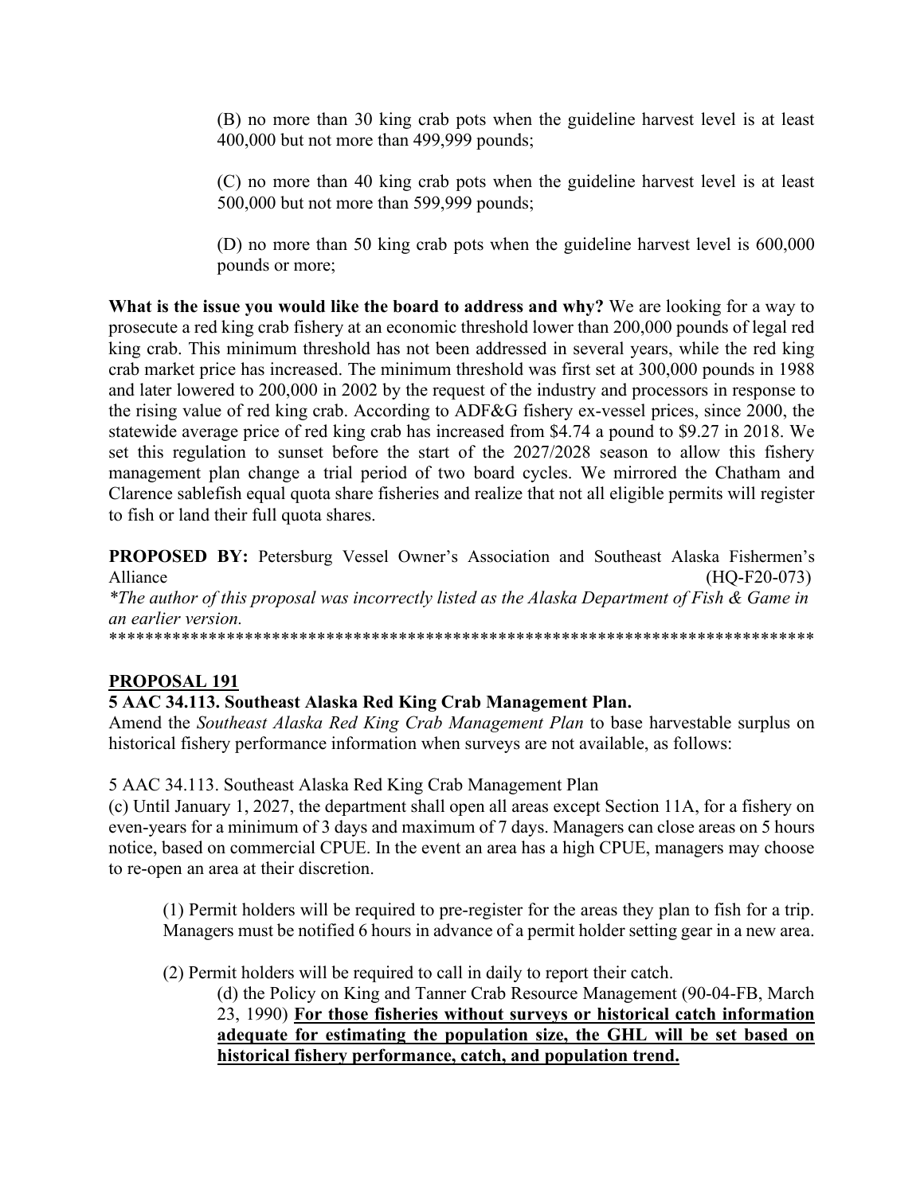(B) no more than 30 king crab pots when the guideline harvest level is at least 400,000 but not more than 499,999 pounds;

(C) no more than 40 king crab pots when the guideline harvest level is at least 500,000 but not more than 599,999 pounds;

(D) no more than 50 king crab pots when the guideline harvest level is 600,000 pounds or more;

**What is the issue you would like the board to address and why?** We are looking for a way to prosecute a red king crab fishery at an economic threshold lower than 200,000 pounds of legal red king crab. This minimum threshold has not been addressed in several years, while the red king crab market price has increased. The minimum threshold was first set at 300,000 pounds in 1988 and later lowered to 200,000 in 2002 by the request of the industry and processors in response to the rising value of red king crab. According to ADF&G fishery ex-vessel prices, since 2000, the statewide average price of red king crab has increased from $4.74 a pound to $9.27 in 2018. We set this regulation to sunset before the start of the 2027/2028 season to allow this fishery management plan change a trial period of two board cycles. We mirrored the Chatham and Clarence sablefish equal quota share fisheries and realize that not all eligible permits will register to fish or land their full quota shares.

**PROPOSED BY:** Petersburg Vessel Owner's Association and Southeast Alaska Fishermen's Alliance (HQ-F20-073)

*\*The author of this proposal was incorrectly listed as the Alaska Department of Fish & Game in an earlier version.*

******************************************************************************

## PROPOSAL 191

### 5 AAC 34.113. Southeast Alaska Red King Crab Management Plan.

Amend the *Southeast Alaska Red King Crab Management Plan* to base harvestable surplus on historical fishery performance information when surveys are not available, as follows:

5 AAC 34.113. Southeast Alaska Red King Crab Management Plan

(c) Until January 1, 2027, the department shall open all areas except Section 11A, for a fishery on even-years for a minimum of 3 days and maximum of 7 days. Managers can close areas on 5 hours notice, based on commercial CPUE. In the event an area has a high CPUE, managers may choose to re-open an area at their discretion.

(1) Permit holders will be required to pre-register for the areas they plan to fish for a trip. Managers must be notified 6 hours in advance of a permit holder setting gear in a new area.

(2) Permit holders will be required to call in daily to report their catch.

(d) the Policy on King and Tanner Crab Resource Management (90-04-FB, March 23, 1990) **<u>For those fisheries without surveys or historical catch information adequate for estimating the population size, the GHL will be set based on historical fishery performance, catch, and population trend.</u>**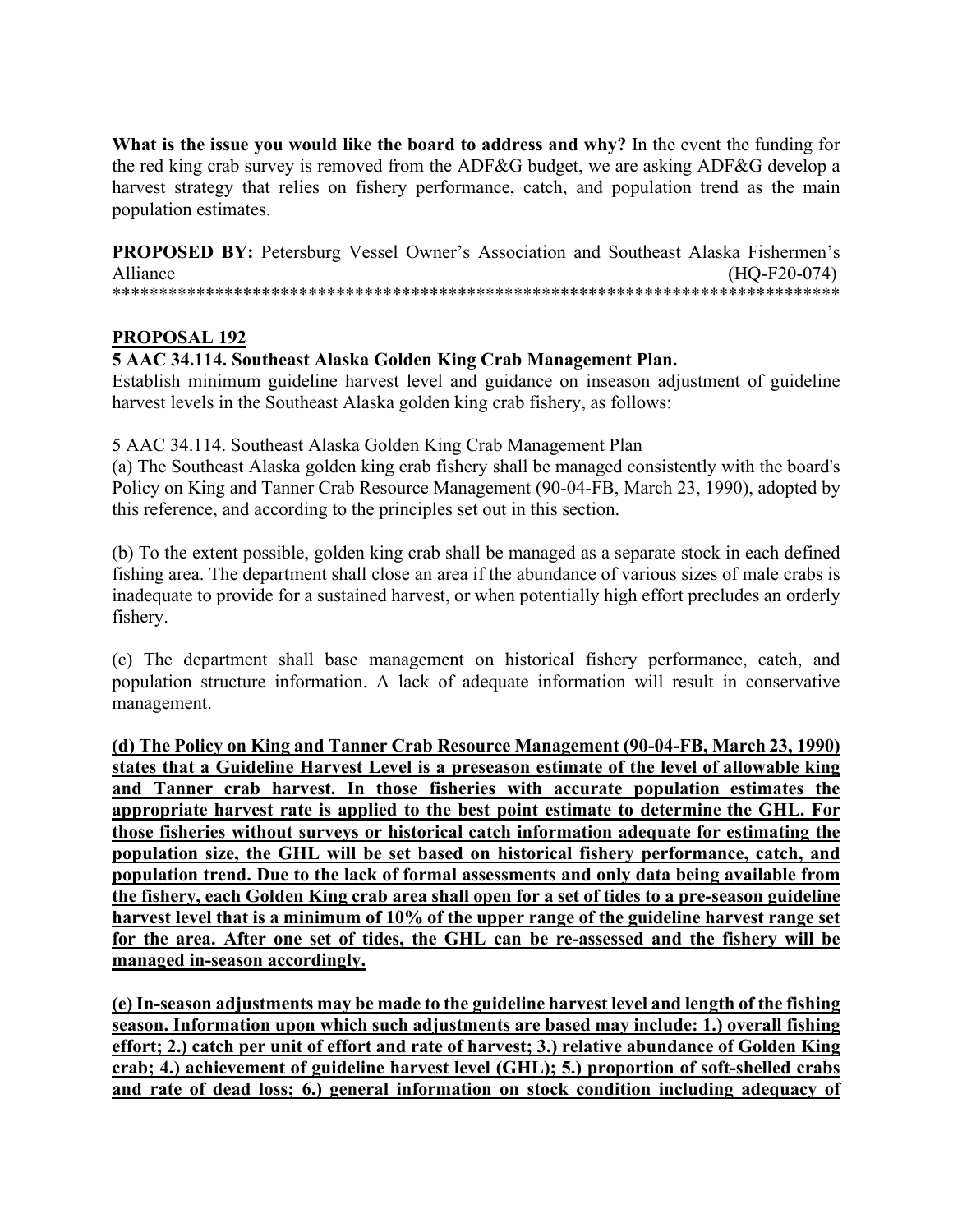**What is the issue you would like the board to address and why?** In the event the funding for the red king crab survey is removed from the ADF&G budget, we are asking ADF&G develop a harvest strategy that relies on fishery performance, catch, and population trend as the main population estimates.

**PROPOSED BY:** Petersburg Vessel Owner's Association and Southeast Alaska Fishermen's Alliance (HQ-F20-074)

******************************************************************************

## PROPOSAL 192

**5 AAC 34.114. Southeast Alaska Golden King Crab Management Plan.**

Establish minimum guideline harvest level and guidance on inseason adjustment of guideline harvest levels in the Southeast Alaska golden king crab fishery, as follows:

5 AAC 34.114. Southeast Alaska Golden King Crab Management Plan

(a) The Southeast Alaska golden king crab fishery shall be managed consistently with the board's Policy on King and Tanner Crab Resource Management (90-04-FB, March 23, 1990), adopted by this reference, and according to the principles set out in this section.

(b) To the extent possible, golden king crab shall be managed as a separate stock in each defined fishing area. The department shall close an area if the abundance of various sizes of male crabs is inadequate to provide for a sustained harvest, or when potentially high effort precludes an orderly fishery.

(c) The department shall base management on historical fishery performance, catch, and population structure information. A lack of adequate information will result in conservative management.

**(d) The Policy on King and Tanner Crab Resource Management (90-04-FB, March 23, 1990) states that a Guideline Harvest Level is a preseason estimate of the level of allowable king and Tanner crab harvest. In those fisheries with accurate population estimates the appropriate harvest rate is applied to the best point estimate to determine the GHL. For those fisheries without surveys or historical catch information adequate for estimating the population size, the GHL will be set based on historical fishery performance, catch, and population trend. Due to the lack of formal assessments and only data being available from the fishery, each Golden King crab area shall open for a set of tides to a pre-season guideline harvest level that is a minimum of 10% of the upper range of the guideline harvest range set for the area. After one set of tides, the GHL can be re-assessed and the fishery will be managed in-season accordingly.**

**(e) In-season adjustments may be made to the guideline harvest level and length of the fishing season. Information upon which such adjustments are based may include: 1.) overall fishing effort; 2.) catch per unit of effort and rate of harvest; 3.) relative abundance of Golden King crab; 4.) achievement of guideline harvest level (GHL); 5.) proportion of soft-shelled crabs and rate of dead loss; 6.) general information on stock condition including adequacy of**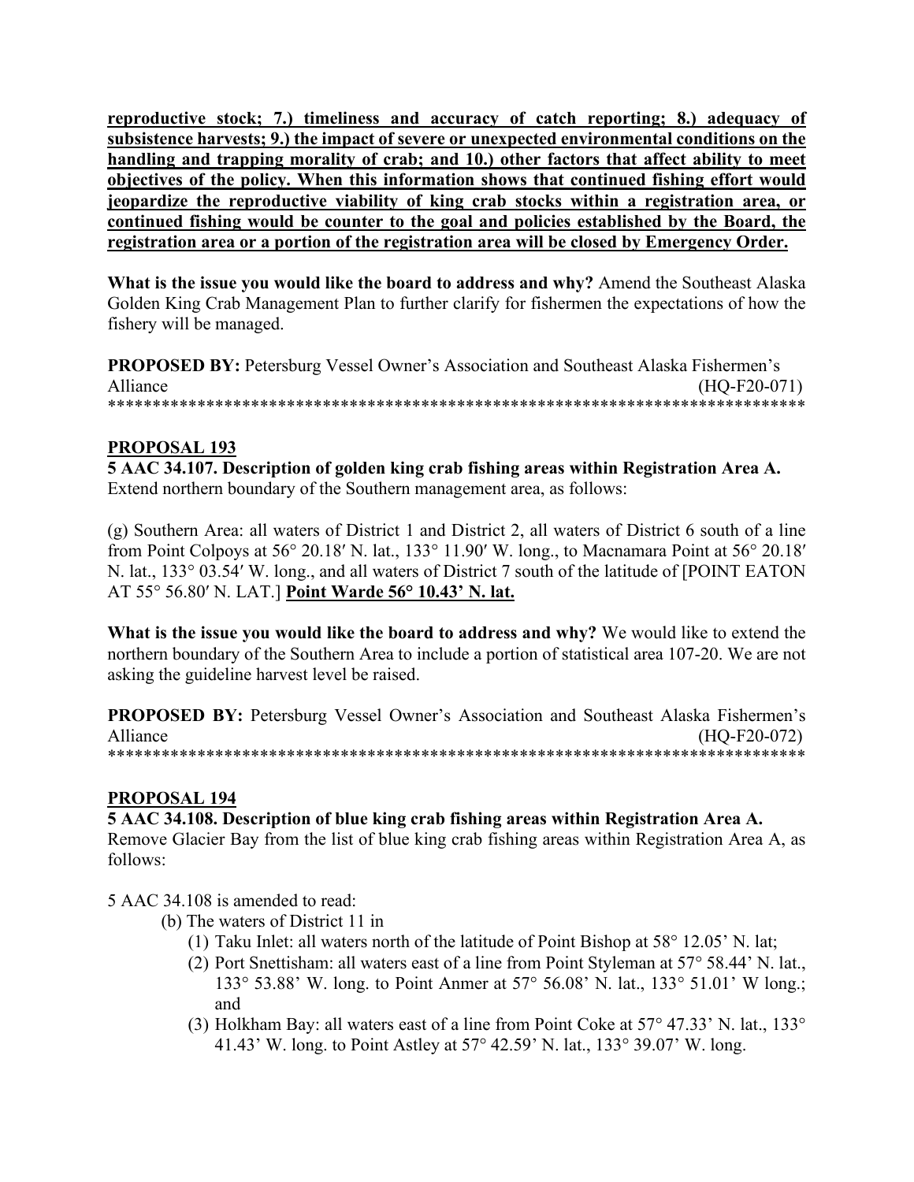**reproductive stock; 7.) timeliness and accuracy of catch reporting; 8.) adequacy of subsistence harvests; 9.) the impact of severe or unexpected environmental conditions on the handling and trapping morality of crab; and 10.) other factors that affect ability to meet objectives of the policy. When this information shows that continued fishing effort would jeopardize the reproductive viability of king crab stocks within a registration area, or continued fishing would be counter to the goal and policies established by the Board, the registration area or a portion of the registration area will be closed by Emergency Order.**

**What is the issue you would like the board to address and why?** Amend the Southeast Alaska Golden King Crab Management Plan to further clarify for fishermen the expectations of how the fishery will be managed.

**PROPOSED BY:** Petersburg Vessel Owner's Association and Southeast Alaska Fishermen's Alliance (HQ-F20-071)

******************************************************************************

## PROPOSAL 193

**5 AAC 34.107. Description of golden king crab fishing areas within Registration Area A.** Extend northern boundary of the Southern management area, as follows:

(g) Southern Area: all waters of District 1 and District 2, all waters of District 6 south of a line from Point Colpoys at 56° 20.18′ N. lat., 133° 11.90′ W. long., to Macnamara Point at 56° 20.18′ N. lat., 133° 03.54′ W. long., and all waters of District 7 south of the latitude of [POINT EATON AT 55° 56.80′ N. LAT.] **Point Warde 56° 10.43' N. lat.**

**What is the issue you would like the board to address and why?** We would like to extend the northern boundary of the Southern Area to include a portion of statistical area 107-20. We are not asking the guideline harvest level be raised.

**PROPOSED BY:** Petersburg Vessel Owner's Association and Southeast Alaska Fishermen's Alliance (HQ-F20-072)

******************************************************************************

## PROPOSAL 194

**5 AAC 34.108. Description of blue king crab fishing areas within Registration Area A.** Remove Glacier Bay from the list of blue king crab fishing areas within Registration Area A, as follows:

5 AAC 34.108 is amended to read:

(b) The waters of District 11 in

(1) Taku Inlet: all waters north of the latitude of Point Bishop at 58° 12.05' N. lat;

(2) Port Snettisham: all waters east of a line from Point Styleman at 57° 58.44' N. lat., 133° 53.88' W. long. to Point Anmer at 57° 56.08' N. lat., 133° 51.01' W long.; and

(3) Holkham Bay: all waters east of a line from Point Coke at 57° 47.33' N. lat., 133° 41.43' W. long. to Point Astley at 57° 42.59' N. lat., 133° 39.07' W. long.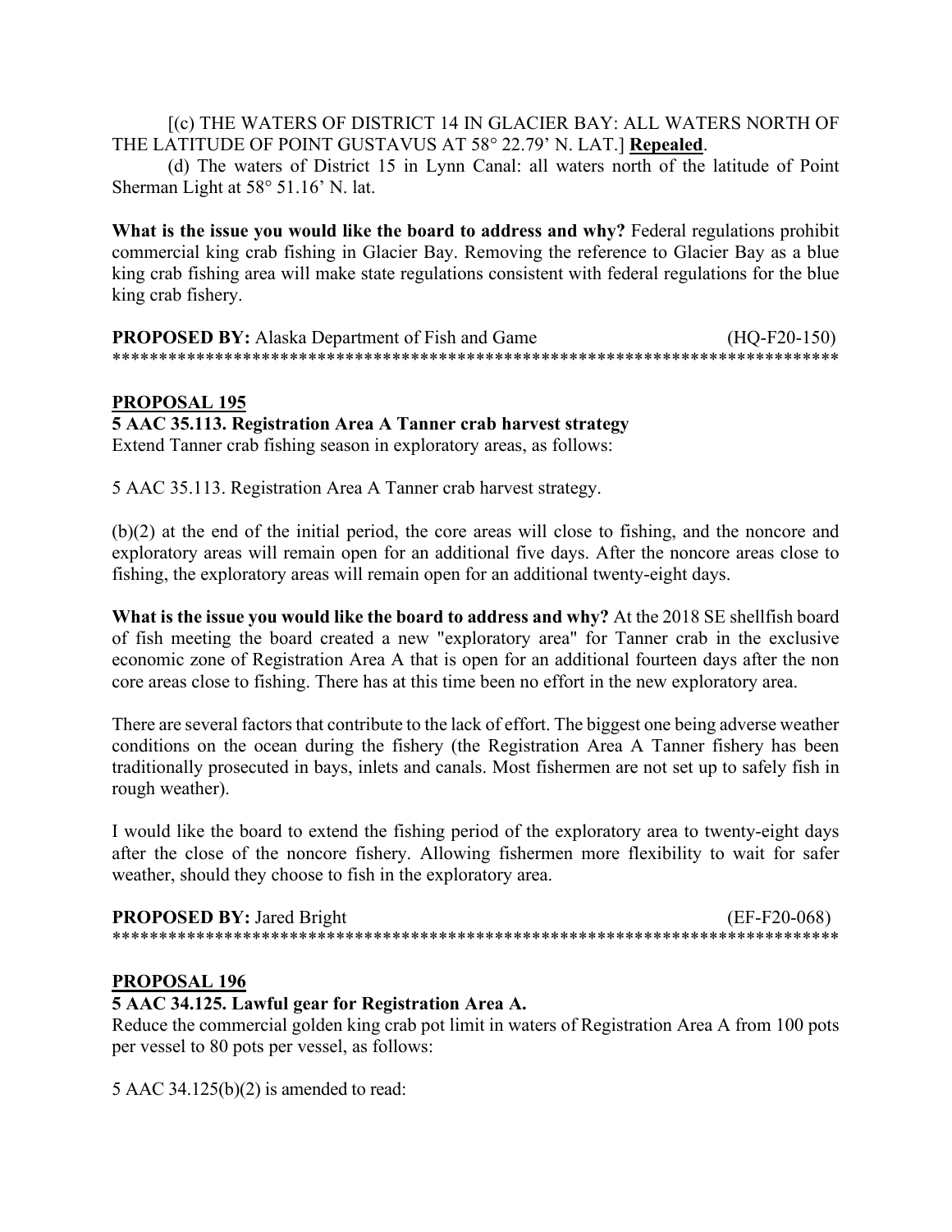[(c) THE WATERS OF DISTRICT 14 IN GLACIER BAY: ALL WATERS NORTH OF THE LATITUDE OF POINT GUSTAVUS AT 58° 22.79' N. LAT.] **Repealed**.

(d) The waters of District 15 in Lynn Canal: all waters north of the latitude of Point Sherman Light at 58° 51.16' N. lat.

**What is the issue you would like the board to address and why?** Federal regulations prohibit commercial king crab fishing in Glacier Bay. Removing the reference to Glacier Bay as a blue king crab fishing area will make state regulations consistent with federal regulations for the blue king crab fishery.

**PROPOSED BY:** Alaska Department of Fish and Game (HQ-F20-150)

******************************************************************************

## PROPOSAL 195

**5 AAC 35.113. Registration Area A Tanner crab harvest strategy**

Extend Tanner crab fishing season in exploratory areas, as follows:

5 AAC 35.113. Registration Area A Tanner crab harvest strategy.

(b)(2) at the end of the initial period, the core areas will close to fishing, and the noncore and exploratory areas will remain open for an additional five days. After the noncore areas close to fishing, the exploratory areas will remain open for an additional twenty-eight days.

**What is the issue you would like the board to address and why?** At the 2018 SE shellfish board of fish meeting the board created a new "exploratory area" for Tanner crab in the exclusive economic zone of Registration Area A that is open for an additional fourteen days after the non core areas close to fishing. There has at this time been no effort in the new exploratory area.

There are several factors that contribute to the lack of effort. The biggest one being adverse weather conditions on the ocean during the fishery (the Registration Area A Tanner fishery has been traditionally prosecuted in bays, inlets and canals. Most fishermen are not set up to safely fish in rough weather).

I would like the board to extend the fishing period of the exploratory area to twenty-eight days after the close of the noncore fishery. Allowing fishermen more flexibility to wait for safer weather, should they choose to fish in the exploratory area.

**PROPOSED BY:** Jared Bright (EF-F20-068)

******************************************************************************

## PROPOSAL 196

**5 AAC 34.125. Lawful gear for Registration Area A.**

Reduce the commercial golden king crab pot limit in waters of Registration Area A from 100 pots per vessel to 80 pots per vessel, as follows:

5 AAC 34.125(b)(2) is amended to read: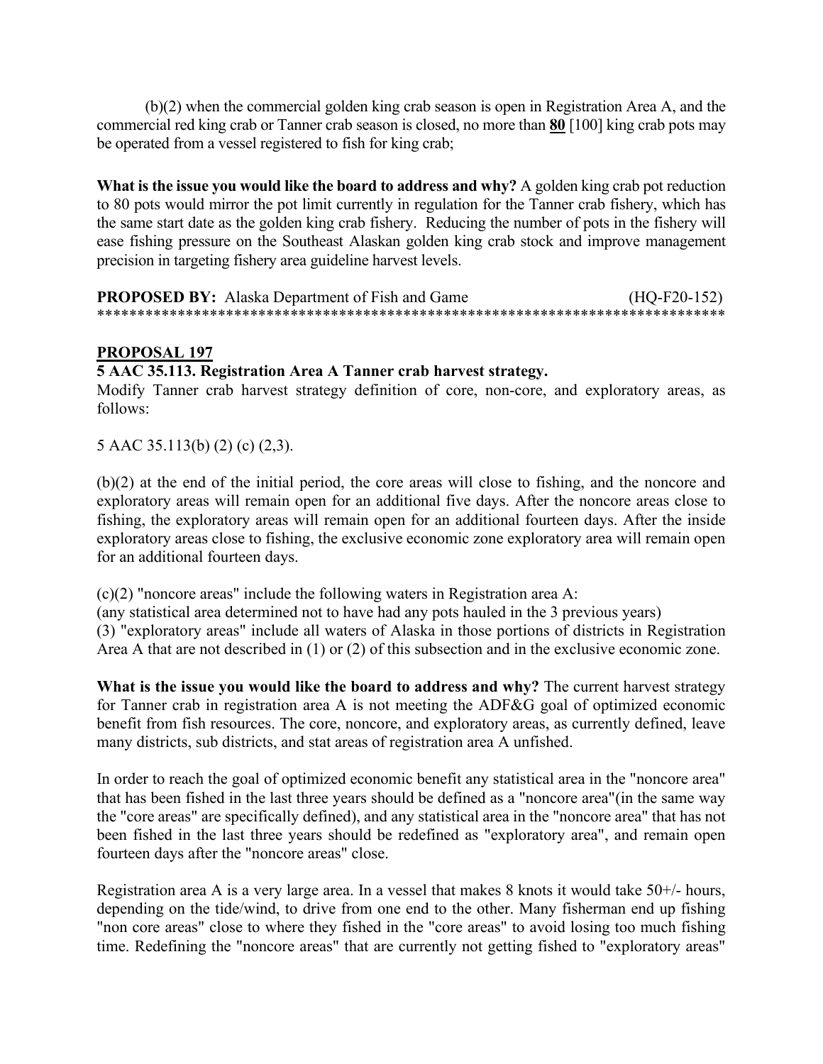(b)(2) when the commercial golden king crab season is open in Registration Area A, and the commercial red king crab or Tanner crab season is closed, no more than **80** [100] king crab pots may be operated from a vessel registered to fish for king crab;

**What is the issue you would like the board to address and why?** A golden king crab pot reduction to 80 pots would mirror the pot limit currently in regulation for the Tanner crab fishery, which has the same start date as the golden king crab fishery. Reducing the number of pots in the fishery will ease fishing pressure on the Southeast Alaskan golden king crab stock and improve management precision in targeting fishery area guideline harvest levels.

**PROPOSED BY:** Alaska Department of Fish and Game (HQ-F20-152)

******************************************************************************

## PROPOSAL 197

**5 AAC 35.113. Registration Area A Tanner crab harvest strategy.**

Modify Tanner crab harvest strategy definition of core, non-core, and exploratory areas, as follows:

5 AAC 35.113(b) (2) (c) (2,3).

(b)(2) at the end of the initial period, the core areas will close to fishing, and the noncore and exploratory areas will remain open for an additional five days. After the noncore areas close to fishing, the exploratory areas will remain open for an additional fourteen days. After the inside exploratory areas close to fishing, the exclusive economic zone exploratory area will remain open for an additional fourteen days.

(c)(2) "noncore areas" include the following waters in Registration area A:
(any statistical area determined not to have had any pots hauled in the 3 previous years)
(3) "exploratory areas" include all waters of Alaska in those portions of districts in Registration Area A that are not described in (1) or (2) of this subsection and in the exclusive economic zone.

**What is the issue you would like the board to address and why?** The current harvest strategy for Tanner crab in registration area A is not meeting the ADF&G goal of optimized economic benefit from fish resources. The core, noncore, and exploratory areas, as currently defined, leave many districts, sub districts, and stat areas of registration area A unfished.

In order to reach the goal of optimized economic benefit any statistical area in the "noncore area" that has been fished in the last three years should be defined as a "noncore area"(in the same way the "core areas" are specifically defined), and any statistical area in the "noncore area" that has not been fished in the last three years should be redefined as "exploratory area", and remain open fourteen days after the "noncore areas" close.

Registration area A is a very large area. In a vessel that makes 8 knots it would take 50+/- hours, depending on the tide/wind, to drive from one end to the other. Many fisherman end up fishing "non core areas" close to where they fished in the "core areas" to avoid losing too much fishing time. Redefining the "noncore areas" that are currently not getting fished to "exploratory areas"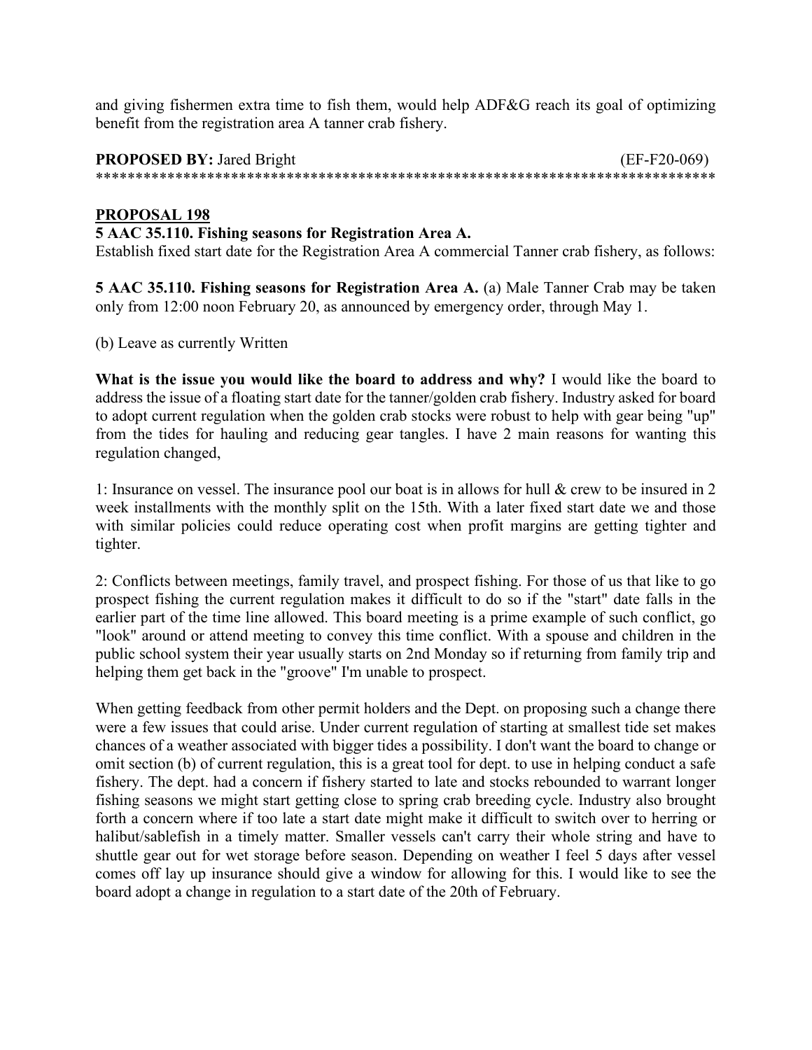and giving fishermen extra time to fish them, would help ADF&G reach its goal of optimizing benefit from the registration area A tanner crab fishery.

**PROPOSED BY:** Jared Bright (EF-F20-069)

******************************************************************************

## PROPOSAL 198

**5 AAC 35.110. Fishing seasons for Registration Area A.**

Establish fixed start date for the Registration Area A commercial Tanner crab fishery, as follows:

**5 AAC 35.110. Fishing seasons for Registration Area A.** (a) Male Tanner Crab may be taken only from 12:00 noon February 20, as announced by emergency order, through May 1.

(b) Leave as currently Written

**What is the issue you would like the board to address and why?** I would like the board to address the issue of a floating start date for the tanner/golden crab fishery. Industry asked for board to adopt current regulation when the golden crab stocks were robust to help with gear being "up" from the tides for hauling and reducing gear tangles. I have 2 main reasons for wanting this regulation changed,

1: Insurance on vessel. The insurance pool our boat is in allows for hull & crew to be insured in 2 week installments with the monthly split on the 15th. With a later fixed start date we and those with similar policies could reduce operating cost when profit margins are getting tighter and tighter.

2: Conflicts between meetings, family travel, and prospect fishing. For those of us that like to go prospect fishing the current regulation makes it difficult to do so if the "start" date falls in the earlier part of the time line allowed. This board meeting is a prime example of such conflict, go "look" around or attend meeting to convey this time conflict. With a spouse and children in the public school system their year usually starts on 2nd Monday so if returning from family trip and helping them get back in the "groove" I'm unable to prospect.

When getting feedback from other permit holders and the Dept. on proposing such a change there were a few issues that could arise. Under current regulation of starting at smallest tide set makes chances of a weather associated with bigger tides a possibility. I don't want the board to change or omit section (b) of current regulation, this is a great tool for dept. to use in helping conduct a safe fishery. The dept. had a concern if fishery started to late and stocks rebounded to warrant longer fishing seasons we might start getting close to spring crab breeding cycle. Industry also brought forth a concern where if too late a start date might make it difficult to switch over to herring or halibut/sablefish in a timely matter. Smaller vessels can't carry their whole string and have to shuttle gear out for wet storage before season. Depending on weather I feel 5 days after vessel comes off lay up insurance should give a window for allowing for this. I would like to see the board adopt a change in regulation to a start date of the 20th of February.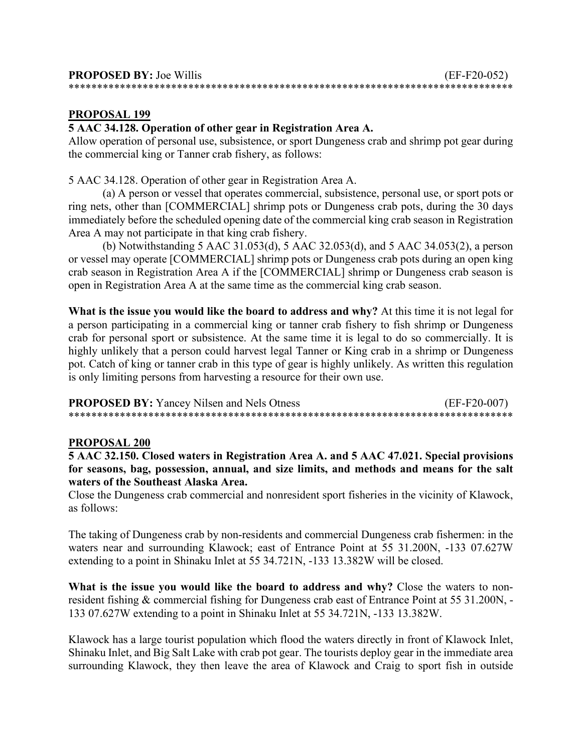**PROPOSED BY:** Joe Willis (EF-F20-052)

******************************************************************************

**PROPOSAL 199**

**5 AAC 34.128. Operation of other gear in Registration Area A.**

Allow operation of personal use, subsistence, or sport Dungeness crab and shrimp pot gear during the commercial king or Tanner crab fishery, as follows:

5 AAC 34.128. Operation of other gear in Registration Area A.

(a) A person or vessel that operates commercial, subsistence, personal use, or sport pots or ring nets, other than [COMMERCIAL] shrimp pots or Dungeness crab pots, during the 30 days immediately before the scheduled opening date of the commercial king crab season in Registration Area A may not participate in that king crab fishery.

(b) Notwithstanding 5 AAC 31.053(d), 5 AAC 32.053(d), and 5 AAC 34.053(2), a person or vessel may operate [COMMERCIAL] shrimp pots or Dungeness crab pots during an open king crab season in Registration Area A if the [COMMERCIAL] shrimp or Dungeness crab season is open in Registration Area A at the same time as the commercial king crab season.

**What is the issue you would like the board to address and why?** At this time it is not legal for a person participating in a commercial king or tanner crab fishery to fish shrimp or Dungeness crab for personal sport or subsistence. At the same time it is legal to do so commercially. It is highly unlikely that a person could harvest legal Tanner or King crab in a shrimp or Dungeness pot. Catch of king or tanner crab in this type of gear is highly unlikely. As written this regulation is only limiting persons from harvesting a resource for their own use.

**PROPOSED BY:** Yancey Nilsen and Nels Otness (EF-F20-007)

******************************************************************************

**PROPOSAL 200**

**5 AAC 32.150. Closed waters in Registration Area A. and 5 AAC 47.021. Special provisions for seasons, bag, possession, annual, and size limits, and methods and means for the salt waters of the Southeast Alaska Area.**

Close the Dungeness crab commercial and nonresident sport fisheries in the vicinity of Klawock, as follows:

The taking of Dungeness crab by non-residents and commercial Dungeness crab fishermen: in the waters near and surrounding Klawock; east of Entrance Point at 55 31.200N, -133 07.627W extending to a point in Shinaku Inlet at 55 34.721N, -133 13.382W will be closed.

**What is the issue you would like the board to address and why?** Close the waters to non-resident fishing & commercial fishing for Dungeness crab east of Entrance Point at 55 31.200N, -133 07.627W extending to a point in Shinaku Inlet at 55 34.721N, -133 13.382W.

Klawock has a large tourist population which flood the waters directly in front of Klawock Inlet, Shinaku Inlet, and Big Salt Lake with crab pot gear. The tourists deploy gear in the immediate area surrounding Klawock, they then leave the area of Klawock and Craig to sport fish in outside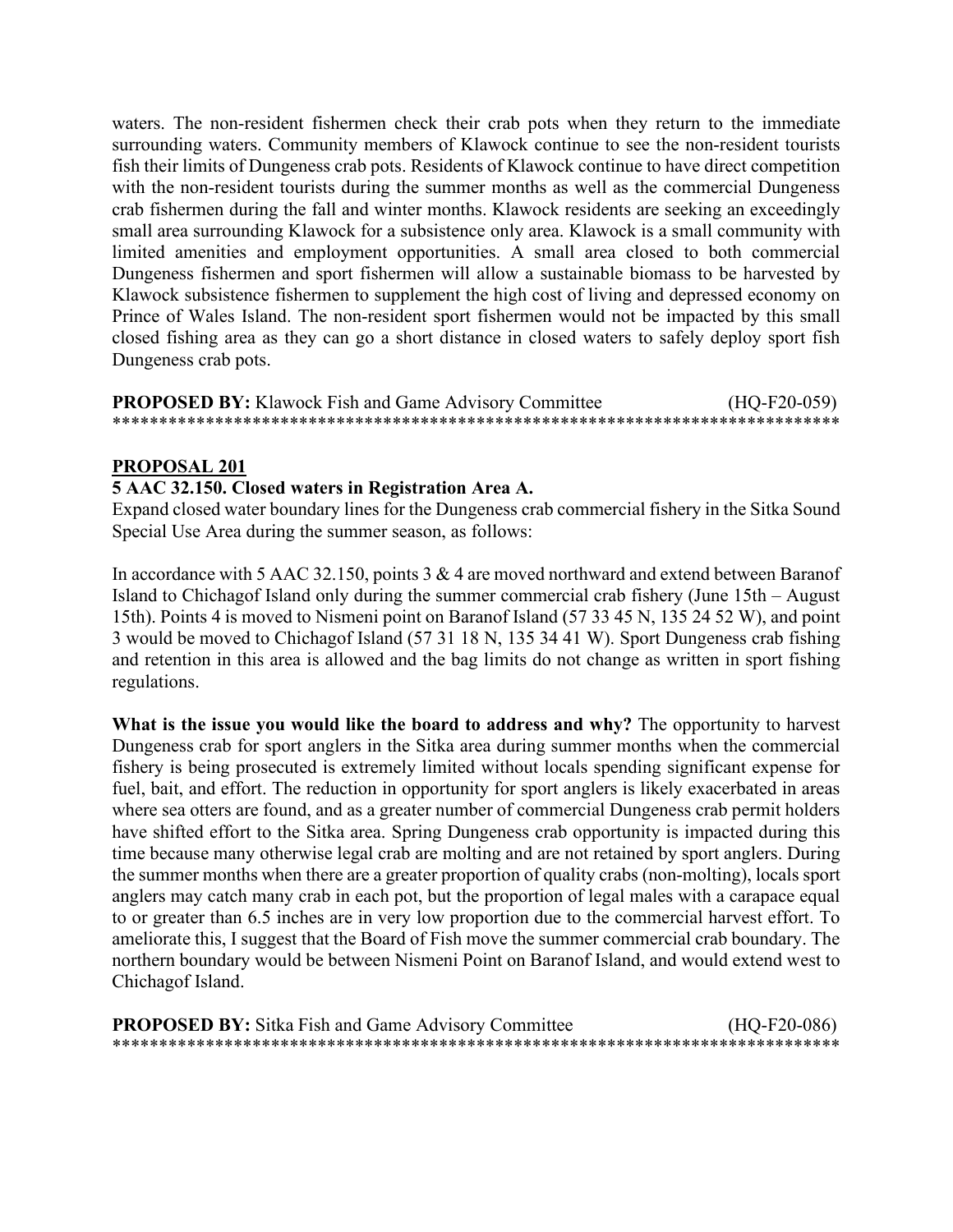waters. The non-resident fishermen check their crab pots when they return to the immediate surrounding waters. Community members of Klawock continue to see the non-resident tourists fish their limits of Dungeness crab pots. Residents of Klawock continue to have direct competition with the non-resident tourists during the summer months as well as the commercial Dungeness crab fishermen during the fall and winter months. Klawock residents are seeking an exceedingly small area surrounding Klawock for a subsistence only area. Klawock is a small community with limited amenities and employment opportunities. A small area closed to both commercial Dungeness fishermen and sport fishermen will allow a sustainable biomass to be harvested by Klawock subsistence fishermen to supplement the high cost of living and depressed economy on Prince of Wales Island. The non-resident sport fishermen would not be impacted by this small closed fishing area as they can go a short distance in closed waters to safely deploy sport fish Dungeness crab pots.

**PROPOSED BY:** Klawock Fish and Game Advisory Committee (HQ-F20-059)

******************************************************************************

## PROPOSAL 201

### 5 AAC 32.150. Closed waters in Registration Area A.

Expand closed water boundary lines for the Dungeness crab commercial fishery in the Sitka Sound Special Use Area during the summer season, as follows:

In accordance with 5 AAC 32.150, points 3 & 4 are moved northward and extend between Baranof Island to Chichagof Island only during the summer commercial crab fishery (June 15th – August 15th). Points 4 is moved to Nismeni point on Baranof Island (57 33 45 N, 135 24 52 W), and point 3 would be moved to Chichagof Island (57 31 18 N, 135 34 41 W). Sport Dungeness crab fishing and retention in this area is allowed and the bag limits do not change as written in sport fishing regulations.

**What is the issue you would like the board to address and why?** The opportunity to harvest Dungeness crab for sport anglers in the Sitka area during summer months when the commercial fishery is being prosecuted is extremely limited without locals spending significant expense for fuel, bait, and effort. The reduction in opportunity for sport anglers is likely exacerbated in areas where sea otters are found, and as a greater number of commercial Dungeness crab permit holders have shifted effort to the Sitka area. Spring Dungeness crab opportunity is impacted during this time because many otherwise legal crab are molting and are not retained by sport anglers. During the summer months when there are a greater proportion of quality crabs (non-molting), locals sport anglers may catch many crab in each pot, but the proportion of legal males with a carapace equal to or greater than 6.5 inches are in very low proportion due to the commercial harvest effort. To ameliorate this, I suggest that the Board of Fish move the summer commercial crab boundary. The northern boundary would be between Nismeni Point on Baranof Island, and would extend west to Chichagof Island.

**PROPOSED BY:** Sitka Fish and Game Advisory Committee (HQ-F20-086)

******************************************************************************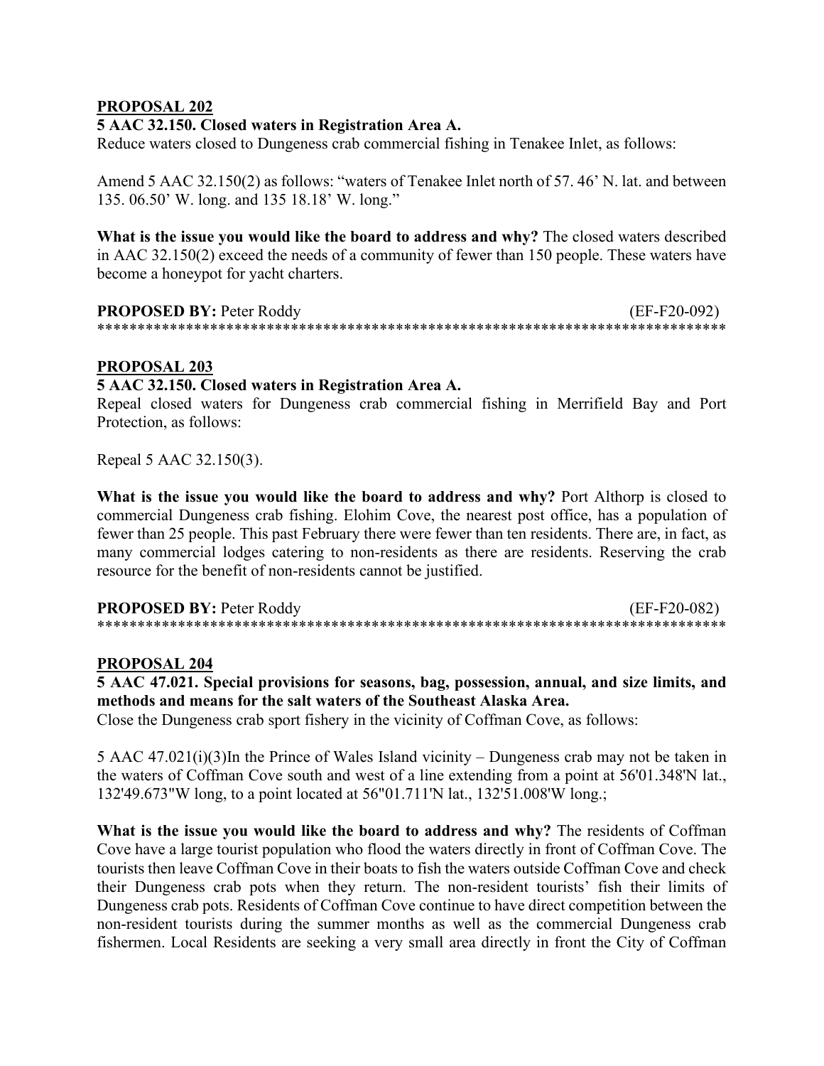**PROPOSAL 202**

**5 AAC 32.150. Closed waters in Registration Area A.**

Reduce waters closed to Dungeness crab commercial fishing in Tenakee Inlet, as follows:

Amend 5 AAC 32.150(2) as follows: "waters of Tenakee Inlet north of 57. 46' N. lat. and between 135. 06.50' W. long. and 135 18.18' W. long."

**What is the issue you would like the board to address and why?** The closed waters described in AAC 32.150(2) exceed the needs of a community of fewer than 150 people. These waters have become a honeypot for yacht charters.

**PROPOSED BY:** Peter Roddy (EF-F20-092)

******************************************************************************

**PROPOSAL 203**

**5 AAC 32.150. Closed waters in Registration Area A.**

Repeal closed waters for Dungeness crab commercial fishing in Merrifield Bay and Port Protection, as follows:

Repeal 5 AAC 32.150(3).

**What is the issue you would like the board to address and why?** Port Althorp is closed to commercial Dungeness crab fishing. Elohim Cove, the nearest post office, has a population of fewer than 25 people. This past February there were fewer than ten residents. There are, in fact, as many commercial lodges catering to non-residents as there are residents. Reserving the crab resource for the benefit of non-residents cannot be justified.

**PROPOSED BY:** Peter Roddy (EF-F20-082)

******************************************************************************

**PROPOSAL 204**

**5 AAC 47.021. Special provisions for seasons, bag, possession, annual, and size limits, and methods and means for the salt waters of the Southeast Alaska Area.**

Close the Dungeness crab sport fishery in the vicinity of Coffman Cove, as follows:

5 AAC 47.021(i)(3)In the Prince of Wales Island vicinity – Dungeness crab may not be taken in the waters of Coffman Cove south and west of a line extending from a point at 56'01.348'N lat., 132'49.673"W long, to a point located at 56"01.711'N lat., 132'51.008'W long.;

**What is the issue you would like the board to address and why?** The residents of Coffman Cove have a large tourist population who flood the waters directly in front of Coffman Cove. The tourists then leave Coffman Cove in their boats to fish the waters outside Coffman Cove and check their Dungeness crab pots when they return. The non-resident tourists' fish their limits of Dungeness crab pots. Residents of Coffman Cove continue to have direct competition between the non-resident tourists during the summer months as well as the commercial Dungeness crab fishermen. Local Residents are seeking a very small area directly in front the City of Coffman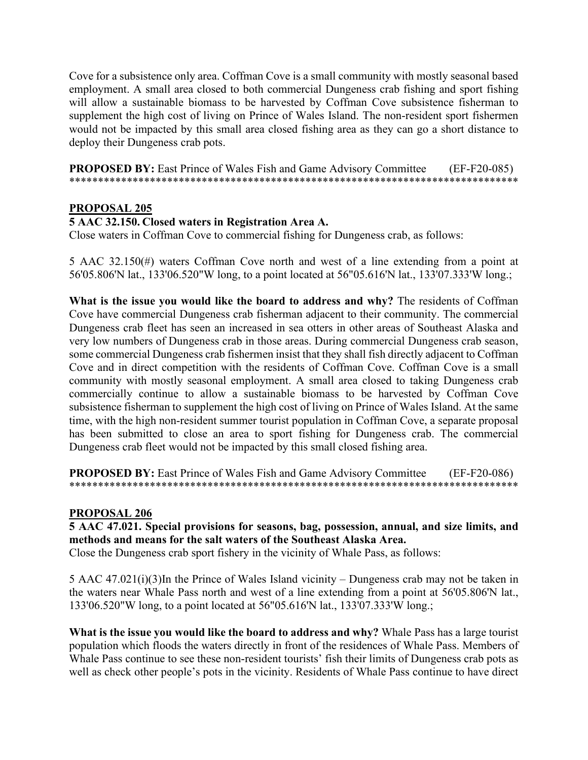Cove for a subsistence only area. Coffman Cove is a small community with mostly seasonal based employment. A small area closed to both commercial Dungeness crab fishing and sport fishing will allow a sustainable biomass to be harvested by Coffman Cove subsistence fisherman to supplement the high cost of living on Prince of Wales Island. The non-resident sport fishermen would not be impacted by this small area closed fishing area as they can go a short distance to deploy their Dungeness crab pots.

**PROPOSED BY:** East Prince of Wales Fish and Game Advisory Committee (EF-F20-085)

******************************************************************************

## PROPOSAL 205

**5 AAC 32.150. Closed waters in Registration Area A.**

Close waters in Coffman Cove to commercial fishing for Dungeness crab, as follows:

5 AAC 32.150(#) waters Coffman Cove north and west of a line extending from a point at 56'05.806'N lat., 133'06.520"W long, to a point located at 56"05.616'N lat., 133'07.333'W long.;

**What is the issue you would like the board to address and why?** The residents of Coffman Cove have commercial Dungeness crab fisherman adjacent to their community. The commercial Dungeness crab fleet has seen an increased in sea otters in other areas of Southeast Alaska and very low numbers of Dungeness crab in those areas. During commercial Dungeness crab season, some commercial Dungeness crab fishermen insist that they shall fish directly adjacent to Coffman Cove and in direct competition with the residents of Coffman Cove. Coffman Cove is a small community with mostly seasonal employment. A small area closed to taking Dungeness crab commercially continue to allow a sustainable biomass to be harvested by Coffman Cove subsistence fisherman to supplement the high cost of living on Prince of Wales Island. At the same time, with the high non-resident summer tourist population in Coffman Cove, a separate proposal has been submitted to close an area to sport fishing for Dungeness crab. The commercial Dungeness crab fleet would not be impacted by this small closed fishing area.

**PROPOSED BY:** East Prince of Wales Fish and Game Advisory Committee (EF-F20-086)

******************************************************************************

## PROPOSAL 206

**5 AAC 47.021. Special provisions for seasons, bag, possession, annual, and size limits, and methods and means for the salt waters of the Southeast Alaska Area.**

Close the Dungeness crab sport fishery in the vicinity of Whale Pass, as follows:

5 AAC 47.021(i)(3)In the Prince of Wales Island vicinity – Dungeness crab may not be taken in the waters near Whale Pass north and west of a line extending from a point at 56'05.806'N lat., 133'06.520"W long, to a point located at 56"05.616'N lat., 133'07.333'W long.;

**What is the issue you would like the board to address and why?** Whale Pass has a large tourist population which floods the waters directly in front of the residences of Whale Pass. Members of Whale Pass continue to see these non-resident tourists' fish their limits of Dungeness crab pots as well as check other people's pots in the vicinity. Residents of Whale Pass continue to have direct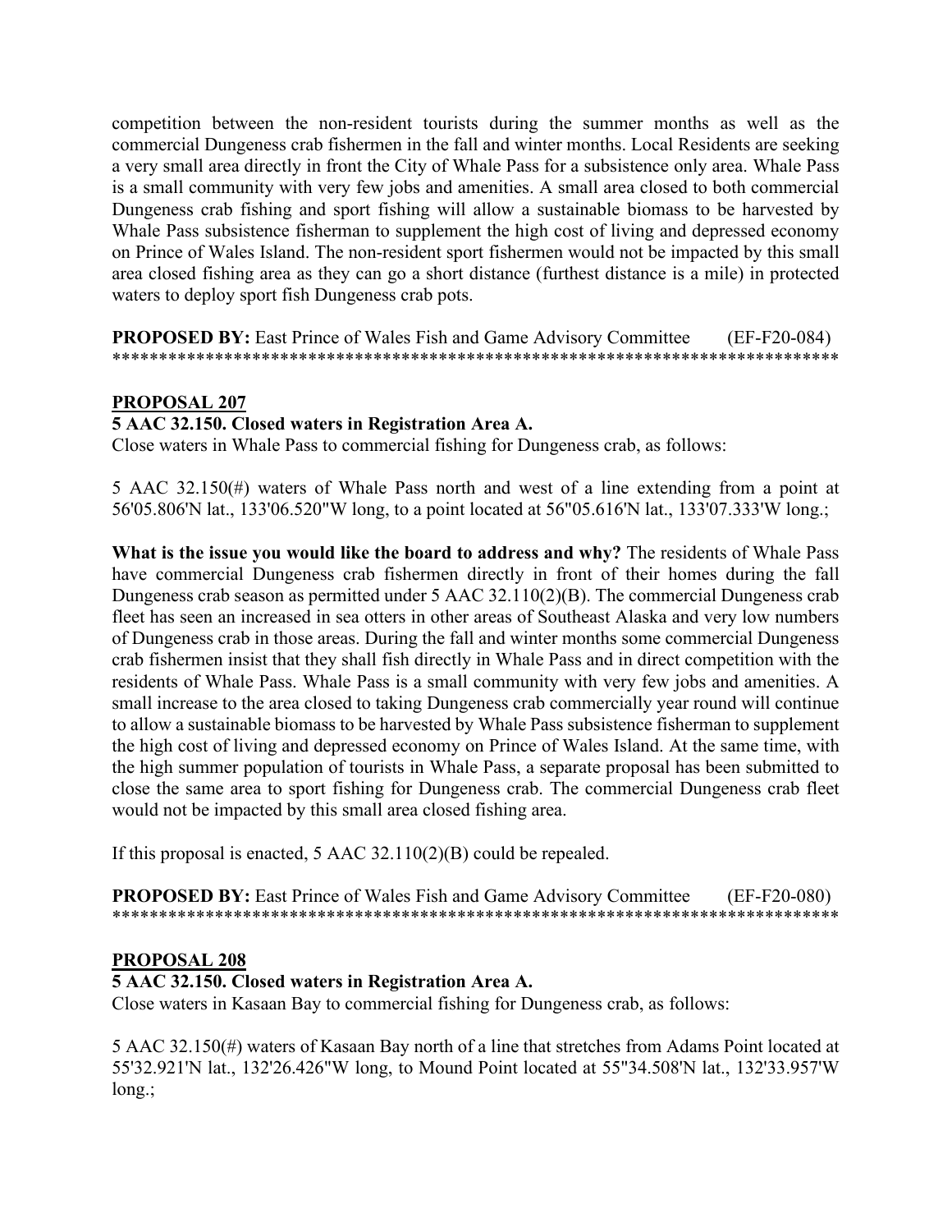competition between the non-resident tourists during the summer months as well as the commercial Dungeness crab fishermen in the fall and winter months. Local Residents are seeking a very small area directly in front the City of Whale Pass for a subsistence only area. Whale Pass is a small community with very few jobs and amenities. A small area closed to both commercial Dungeness crab fishing and sport fishing will allow a sustainable biomass to be harvested by Whale Pass subsistence fisherman to supplement the high cost of living and depressed economy on Prince of Wales Island. The non-resident sport fishermen would not be impacted by this small area closed fishing area as they can go a short distance (furthest distance is a mile) in protected waters to deploy sport fish Dungeness crab pots.

**PROPOSED BY:** East Prince of Wales Fish and Game Advisory Committee (EF-F20-084)

******************************************************************************

## PROPOSAL 207

**5 AAC 32.150. Closed waters in Registration Area A.**

Close waters in Whale Pass to commercial fishing for Dungeness crab, as follows:

5 AAC 32.150(#) waters of Whale Pass north and west of a line extending from a point at 56'05.806'N lat., 133'06.520"W long, to a point located at 56"05.616'N lat., 133'07.333'W long.;

**What is the issue you would like the board to address and why?** The residents of Whale Pass have commercial Dungeness crab fishermen directly in front of their homes during the fall Dungeness crab season as permitted under 5 AAC 32.110(2)(B). The commercial Dungeness crab fleet has seen an increased in sea otters in other areas of Southeast Alaska and very low numbers of Dungeness crab in those areas. During the fall and winter months some commercial Dungeness crab fishermen insist that they shall fish directly in Whale Pass and in direct competition with the residents of Whale Pass. Whale Pass is a small community with very few jobs and amenities. A small increase to the area closed to taking Dungeness crab commercially year round will continue to allow a sustainable biomass to be harvested by Whale Pass subsistence fisherman to supplement the high cost of living and depressed economy on Prince of Wales Island. At the same time, with the high summer population of tourists in Whale Pass, a separate proposal has been submitted to close the same area to sport fishing for Dungeness crab. The commercial Dungeness crab fleet would not be impacted by this small area closed fishing area.

If this proposal is enacted, 5 AAC 32.110(2)(B) could be repealed.

**PROPOSED BY:** East Prince of Wales Fish and Game Advisory Committee (EF-F20-080)

******************************************************************************

## PROPOSAL 208

**5 AAC 32.150. Closed waters in Registration Area A.**

Close waters in Kasaan Bay to commercial fishing for Dungeness crab, as follows:

5 AAC 32.150(#) waters of Kasaan Bay north of a line that stretches from Adams Point located at 55'32.921'N lat., 132'26.426"W long, to Mound Point located at 55"34.508'N lat., 132'33.957'W long.;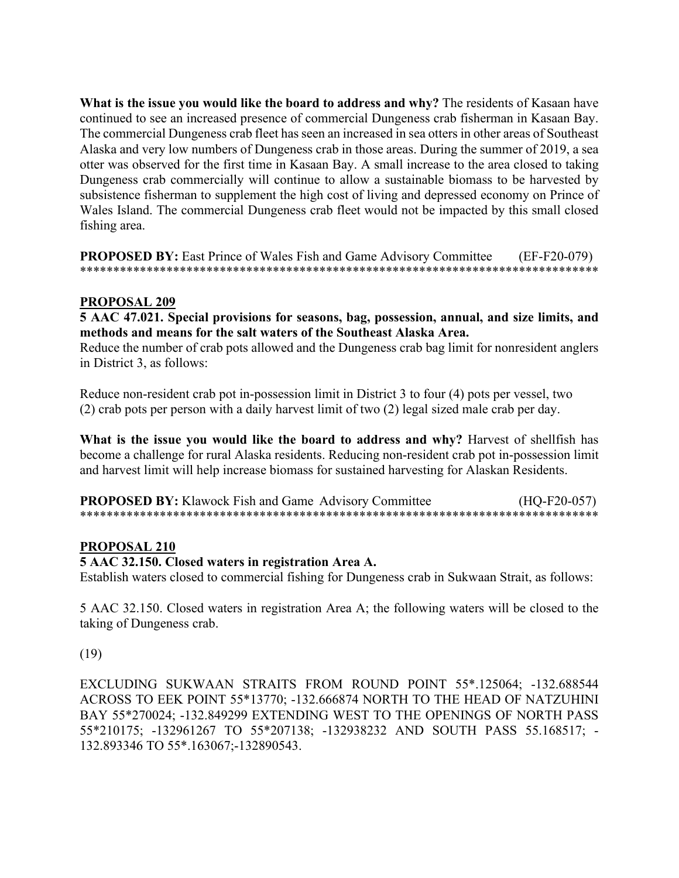**What is the issue you would like the board to address and why?** The residents of Kasaan have continued to see an increased presence of commercial Dungeness crab fisherman in Kasaan Bay. The commercial Dungeness crab fleet has seen an increased in sea otters in other areas of Southeast Alaska and very low numbers of Dungeness crab in those areas. During the summer of 2019, a sea otter was observed for the first time in Kasaan Bay. A small increase to the area closed to taking Dungeness crab commercially will continue to allow a sustainable biomass to be harvested by subsistence fisherman to supplement the high cost of living and depressed economy on Prince of Wales Island. The commercial Dungeness crab fleet would not be impacted by this small closed fishing area.

**PROPOSED BY:** East Prince of Wales Fish and Game Advisory Committee (EF-F20-079)
******************************************************************************

## PROPOSAL 209

**5 AAC 47.021. Special provisions for seasons, bag, possession, annual, and size limits, and methods and means for the salt waters of the Southeast Alaska Area.**

Reduce the number of crab pots allowed and the Dungeness crab bag limit for nonresident anglers in District 3, as follows:

Reduce non-resident crab pot in-possession limit in District 3 to four (4) pots per vessel, two (2) crab pots per person with a daily harvest limit of two (2) legal sized male crab per day.

**What is the issue you would like the board to address and why?** Harvest of shellfish has become a challenge for rural Alaska residents. Reducing non-resident crab pot in-possession limit and harvest limit will help increase biomass for sustained harvesting for Alaskan Residents.

**PROPOSED BY:** Klawock Fish and Game Advisory Committee (HQ-F20-057)
******************************************************************************

## PROPOSAL 210

**5 AAC 32.150. Closed waters in registration Area A.**

Establish waters closed to commercial fishing for Dungeness crab in Sukwaan Strait, as follows:

5 AAC 32.150. Closed waters in registration Area A; the following waters will be closed to the taking of Dungeness crab.

(19)

EXCLUDING SUKWAAN STRAITS FROM ROUND POINT 55*.125064; -132.688544 ACROSS TO EEK POINT 55*13770; -132.666874 NORTH TO THE HEAD OF NATZUHINI BAY 55*270024; -132.849299 EXTENDING WEST TO THE OPENINGS OF NORTH PASS 55*210175; -132961267 TO 55*207138; -132938232 AND SOUTH PASS 55.168517; -132.893346 TO 55*.163067;-132890543.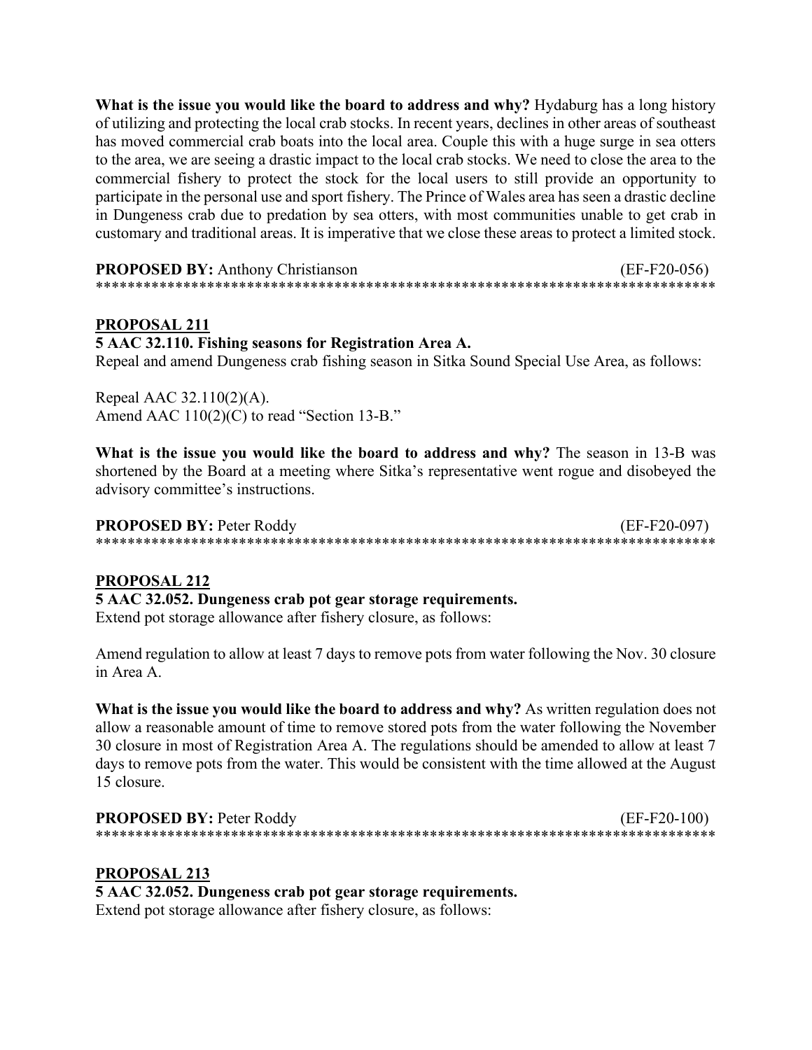**What is the issue you would like the board to address and why?** Hydaburg has a long history of utilizing and protecting the local crab stocks. In recent years, declines in other areas of southeast has moved commercial crab boats into the local area. Couple this with a huge surge in sea otters to the area, we are seeing a drastic impact to the local crab stocks. We need to close the area to the commercial fishery to protect the stock for the local users to still provide an opportunity to participate in the personal use and sport fishery. The Prince of Wales area has seen a drastic decline in Dungeness crab due to predation by sea otters, with most communities unable to get crab in customary and traditional areas. It is imperative that we close these areas to protect a limited stock.

**PROPOSED BY:** Anthony Christianson (EF-F20-056)

******************************************************************************

## PROPOSAL 211

**5 AAC 32.110. Fishing seasons for Registration Area A.**

Repeal and amend Dungeness crab fishing season in Sitka Sound Special Use Area, as follows:

Repeal AAC 32.110(2)(A).
Amend AAC 110(2)(C) to read "Section 13-B."

**What is the issue you would like the board to address and why?** The season in 13-B was shortened by the Board at a meeting where Sitka's representative went rogue and disobeyed the advisory committee's instructions.

**PROPOSED BY:** Peter Roddy (EF-F20-097)

******************************************************************************

## PROPOSAL 212

**5 AAC 32.052. Dungeness crab pot gear storage requirements.**

Extend pot storage allowance after fishery closure, as follows:

Amend regulation to allow at least 7 days to remove pots from water following the Nov. 30 closure in Area A.

**What is the issue you would like the board to address and why?** As written regulation does not allow a reasonable amount of time to remove stored pots from the water following the November 30 closure in most of Registration Area A. The regulations should be amended to allow at least 7 days to remove pots from the water. This would be consistent with the time allowed at the August 15 closure.

**PROPOSED BY:** Peter Roddy (EF-F20-100)

******************************************************************************

## PROPOSAL 213

**5 AAC 32.052. Dungeness crab pot gear storage requirements.**

Extend pot storage allowance after fishery closure, as follows: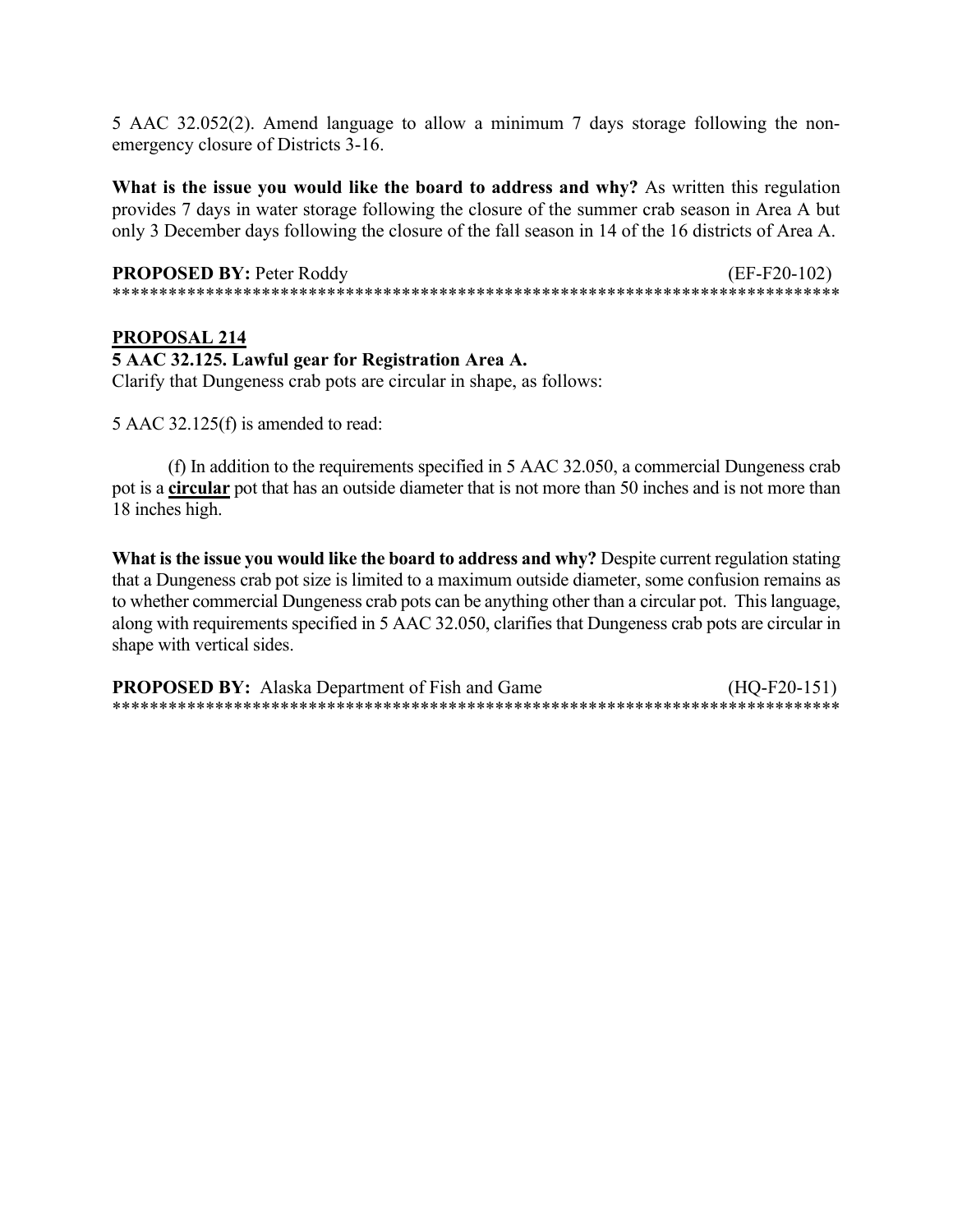5 AAC 32.052(2). Amend language to allow a minimum 7 days storage following the non-emergency closure of Districts 3-16.

**What is the issue you would like the board to address and why?** As written this regulation provides 7 days in water storage following the closure of the summer crab season in Area A but only 3 December days following the closure of the fall season in 14 of the 16 districts of Area A.

**PROPOSED BY:** Peter Roddy (EF-F20-102)

******************************************************************************

## PROPOSAL 214

**5 AAC 32.125. Lawful gear for Registration Area A.**

Clarify that Dungeness crab pots are circular in shape, as follows:

5 AAC 32.125(f) is amended to read:

(f) In addition to the requirements specified in 5 AAC 32.050, a commercial Dungeness crab pot is a **circular** pot that has an outside diameter that is not more than 50 inches and is not more than 18 inches high.

**What is the issue you would like the board to address and why?** Despite current regulation stating that a Dungeness crab pot size is limited to a maximum outside diameter, some confusion remains as to whether commercial Dungeness crab pots can be anything other than a circular pot. This language, along with requirements specified in 5 AAC 32.050, clarifies that Dungeness crab pots are circular in shape with vertical sides.

**PROPOSED BY:** Alaska Department of Fish and Game (HQ-F20-151)

******************************************************************************